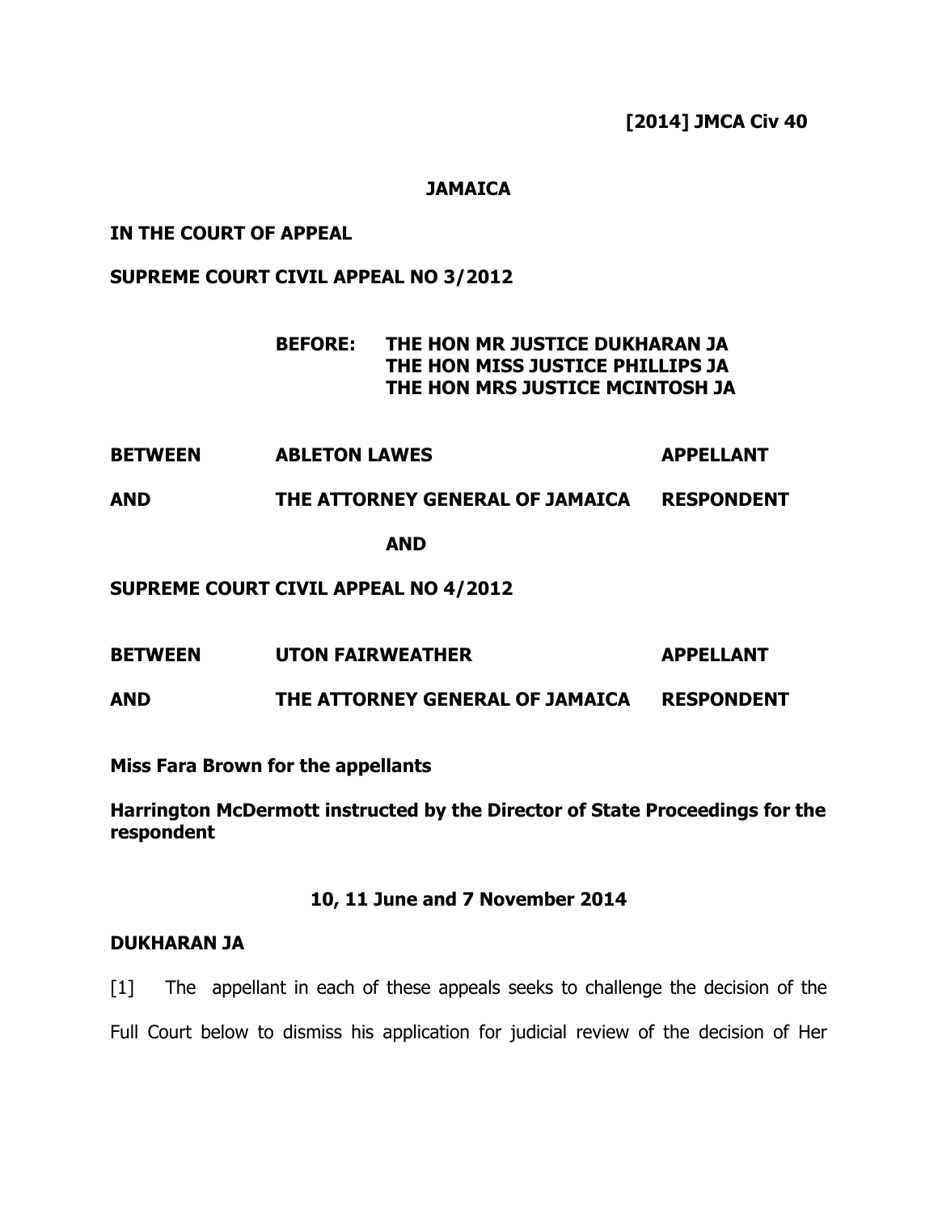**[2014] JMCA Civ 40**

**JAMAICA**

**IN THE COURT OF APPEAL**

**SUPREME COURT CIVIL APPEAL NO 3/2012**

**BEFORE: THE HON MR JUSTICE DUKHARAN JA**
**THE HON MISS JUSTICE PHILLIPS JA**
**THE HON MRS JUSTICE MCINTOSH JA**

**BETWEEN ABLETON LAWES APPELLANT**

**AND THE ATTORNEY GENERAL OF JAMAICA RESPONDENT**

**AND**

**SUPREME COURT CIVIL APPEAL NO 4/2012**

**BETWEEN UTON FAIRWEATHER APPELLANT**

**AND THE ATTORNEY GENERAL OF JAMAICA RESPONDENT**

**Miss Fara Brown for the appellants**

**Harrington McDermott instructed by the Director of State Proceedings for the respondent**

**10, 11 June and 7 November 2014**

**DUKHARAN JA**

[1] The appellant in each of these appeals seeks to challenge the decision of the Full Court below to dismiss his application for judicial review of the decision of Her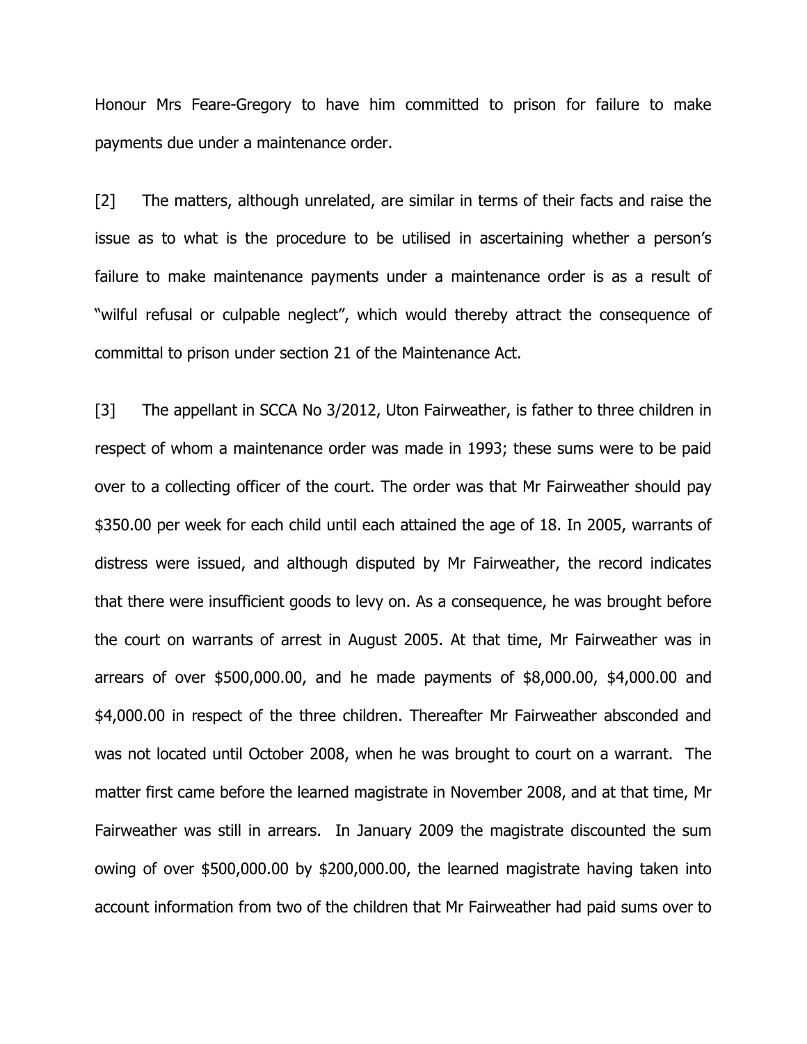Honour Mrs Feare-Gregory to have him committed to prison for failure to make payments due under a maintenance order.

[2] The matters, although unrelated, are similar in terms of their facts and raise the issue as to what is the procedure to be utilised in ascertaining whether a person's failure to make maintenance payments under a maintenance order is as a result of "wilful refusal or culpable neglect", which would thereby attract the consequence of committal to prison under section 21 of the Maintenance Act.

[3] The appellant in SCCA No 3/2012, Uton Fairweather, is father to three children in respect of whom a maintenance order was made in 1993; these sums were to be paid over to a collecting officer of the court. The order was that Mr Fairweather should pay $350.00 per week for each child until each attained the age of 18. In 2005, warrants of distress were issued, and although disputed by Mr Fairweather, the record indicates that there were insufficient goods to levy on. As a consequence, he was brought before the court on warrants of arrest in August 2005. At that time, Mr Fairweather was in arrears of over $500,000.00, and he made payments of $8,000.00, $4,000.00 and $4,000.00 in respect of the three children. Thereafter Mr Fairweather absconded and was not located until October 2008, when he was brought to court on a warrant. The matter first came before the learned magistrate in November 2008, and at that time, Mr Fairweather was still in arrears. In January 2009 the magistrate discounted the sum owing of over $500,000.00 by $200,000.00, the learned magistrate having taken into account information from two of the children that Mr Fairweather had paid sums over to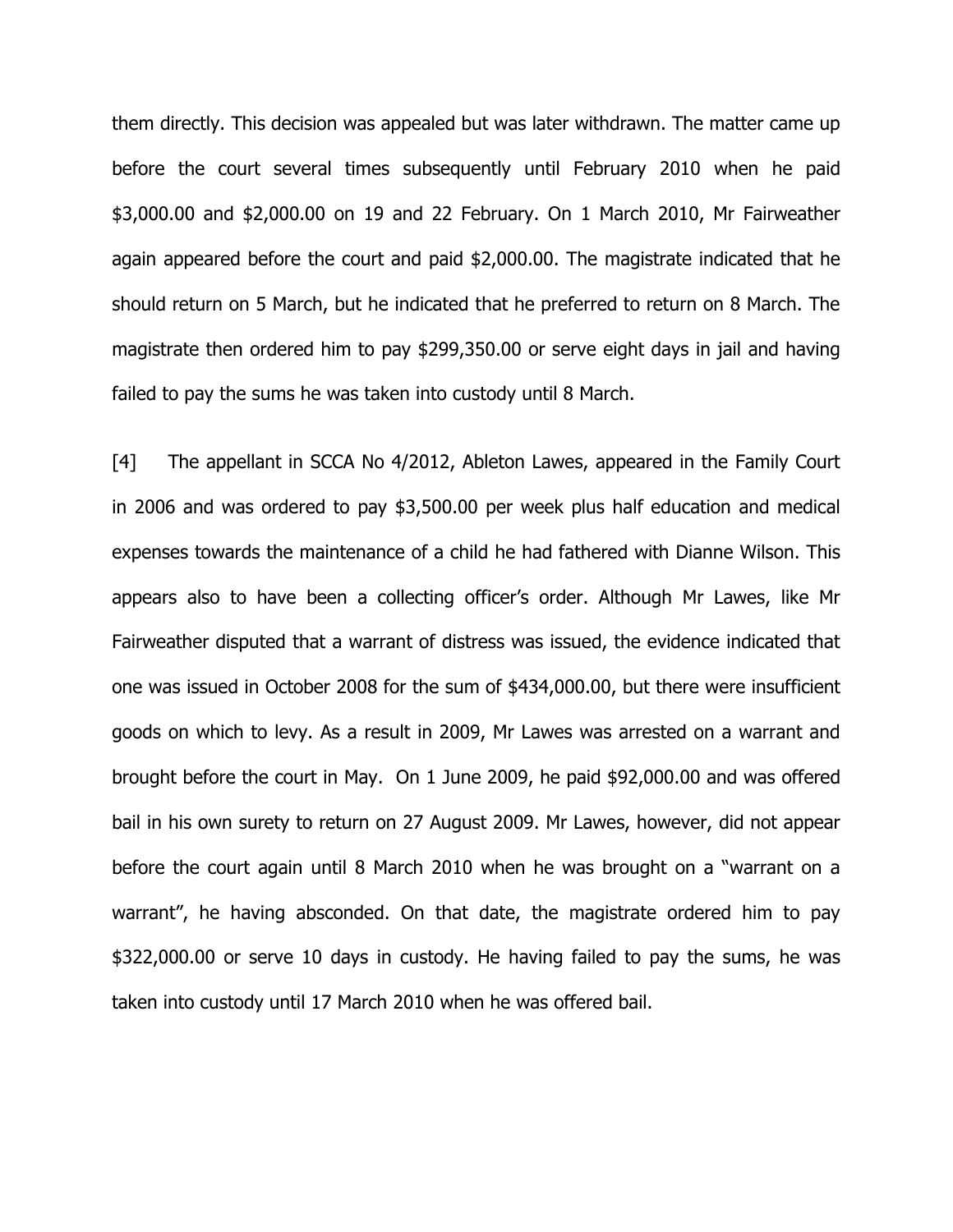them directly. This decision was appealed but was later withdrawn. The matter came up before the court several times subsequently until February 2010 when he paid $3,000.00 and $2,000.00 on 19 and 22 February. On 1 March 2010, Mr Fairweather again appeared before the court and paid $2,000.00. The magistrate indicated that he should return on 5 March, but he indicated that he preferred to return on 8 March. The magistrate then ordered him to pay $299,350.00 or serve eight days in jail and having failed to pay the sums he was taken into custody until 8 March.

[4] The appellant in SCCA No 4/2012, Ableton Lawes, appeared in the Family Court in 2006 and was ordered to pay $3,500.00 per week plus half education and medical expenses towards the maintenance of a child he had fathered with Dianne Wilson. This appears also to have been a collecting officer's order. Although Mr Lawes, like Mr Fairweather disputed that a warrant of distress was issued, the evidence indicated that one was issued in October 2008 for the sum of $434,000.00, but there were insufficient goods on which to levy. As a result in 2009, Mr Lawes was arrested on a warrant and brought before the court in May. On 1 June 2009, he paid $92,000.00 and was offered bail in his own surety to return on 27 August 2009. Mr Lawes, however, did not appear before the court again until 8 March 2010 when he was brought on a "warrant on a warrant", he having absconded. On that date, the magistrate ordered him to pay $322,000.00 or serve 10 days in custody. He having failed to pay the sums, he was taken into custody until 17 March 2010 when he was offered bail.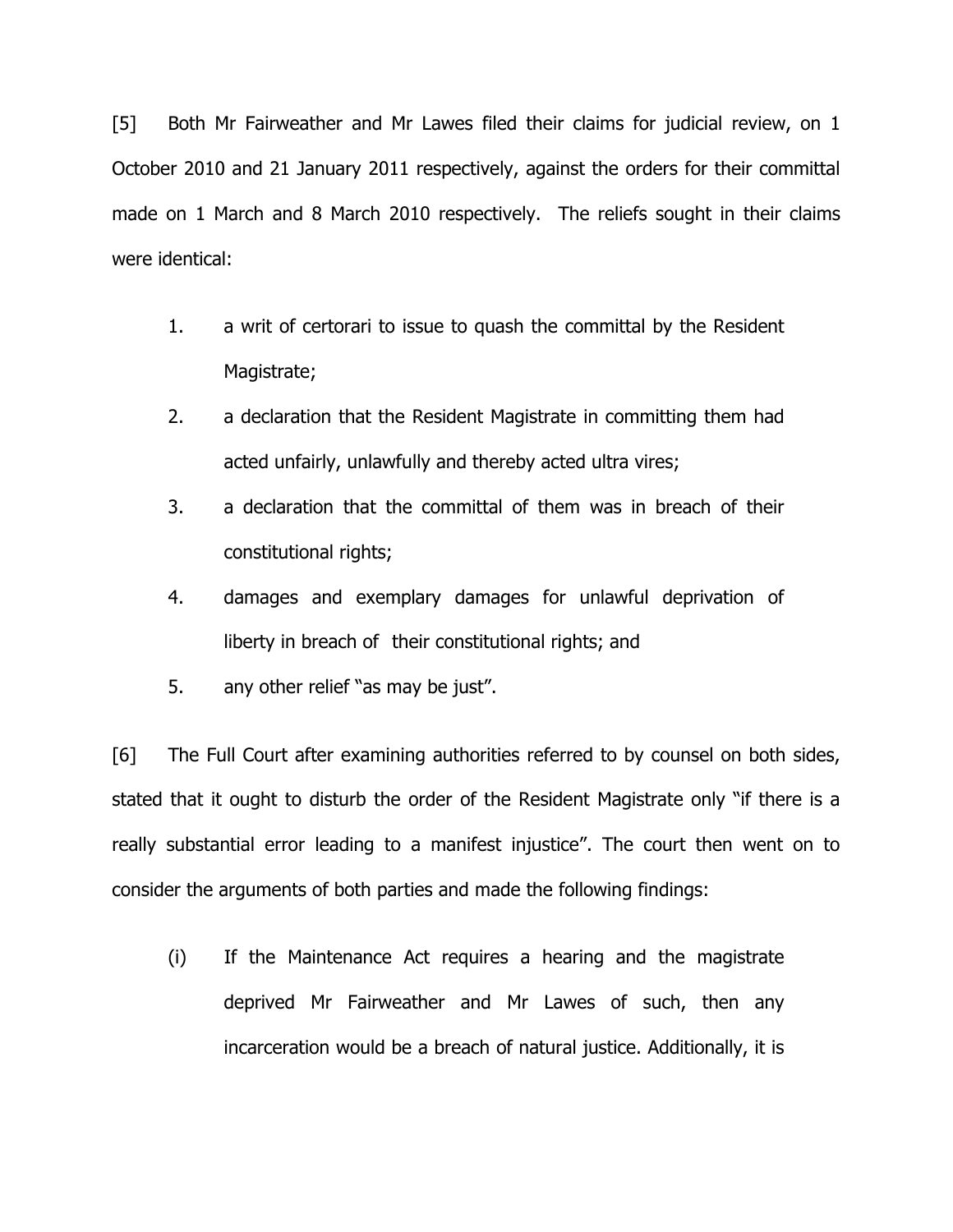[5] Both Mr Fairweather and Mr Lawes filed their claims for judicial review, on 1 October 2010 and 21 January 2011 respectively, against the orders for their committal made on 1 March and 8 March 2010 respectively. The reliefs sought in their claims were identical:

1. a writ of certorari to issue to quash the committal by the Resident Magistrate;
2. a declaration that the Resident Magistrate in committing them had acted unfairly, unlawfully and thereby acted ultra vires;
3. a declaration that the committal of them was in breach of their constitutional rights;
4. damages and exemplary damages for unlawful deprivation of liberty in breach of their constitutional rights; and
5. any other relief "as may be just".

[6] The Full Court after examining authorities referred to by counsel on both sides, stated that it ought to disturb the order of the Resident Magistrate only "if there is a really substantial error leading to a manifest injustice". The court then went on to consider the arguments of both parties and made the following findings:

(i) If the Maintenance Act requires a hearing and the magistrate deprived Mr Fairweather and Mr Lawes of such, then any incarceration would be a breach of natural justice. Additionally, it is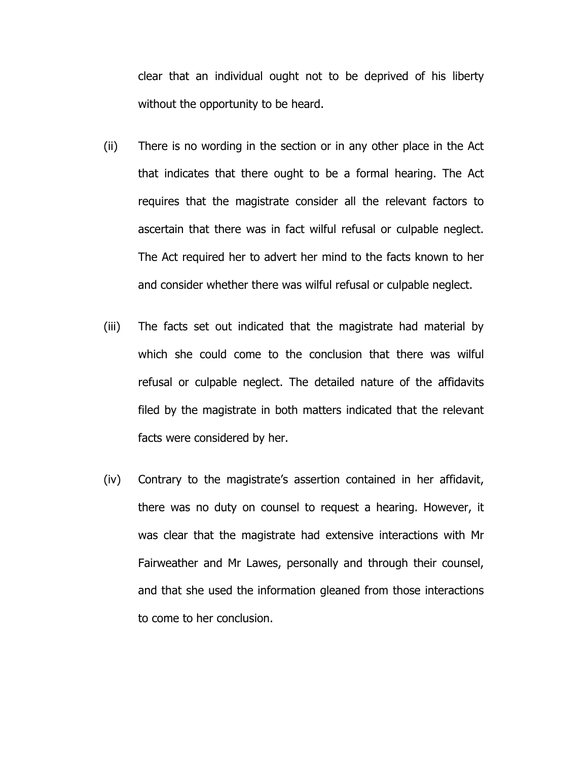clear that an individual ought not to be deprived of his liberty without the opportunity to be heard.

(ii) There is no wording in the section or in any other place in the Act that indicates that there ought to be a formal hearing. The Act requires that the magistrate consider all the relevant factors to ascertain that there was in fact wilful refusal or culpable neglect. The Act required her to advert her mind to the facts known to her and consider whether there was wilful refusal or culpable neglect.

(iii) The facts set out indicated that the magistrate had material by which she could come to the conclusion that there was wilful refusal or culpable neglect. The detailed nature of the affidavits filed by the magistrate in both matters indicated that the relevant facts were considered by her.

(iv) Contrary to the magistrate's assertion contained in her affidavit, there was no duty on counsel to request a hearing. However, it was clear that the magistrate had extensive interactions with Mr Fairweather and Mr Lawes, personally and through their counsel, and that she used the information gleaned from those interactions to come to her conclusion.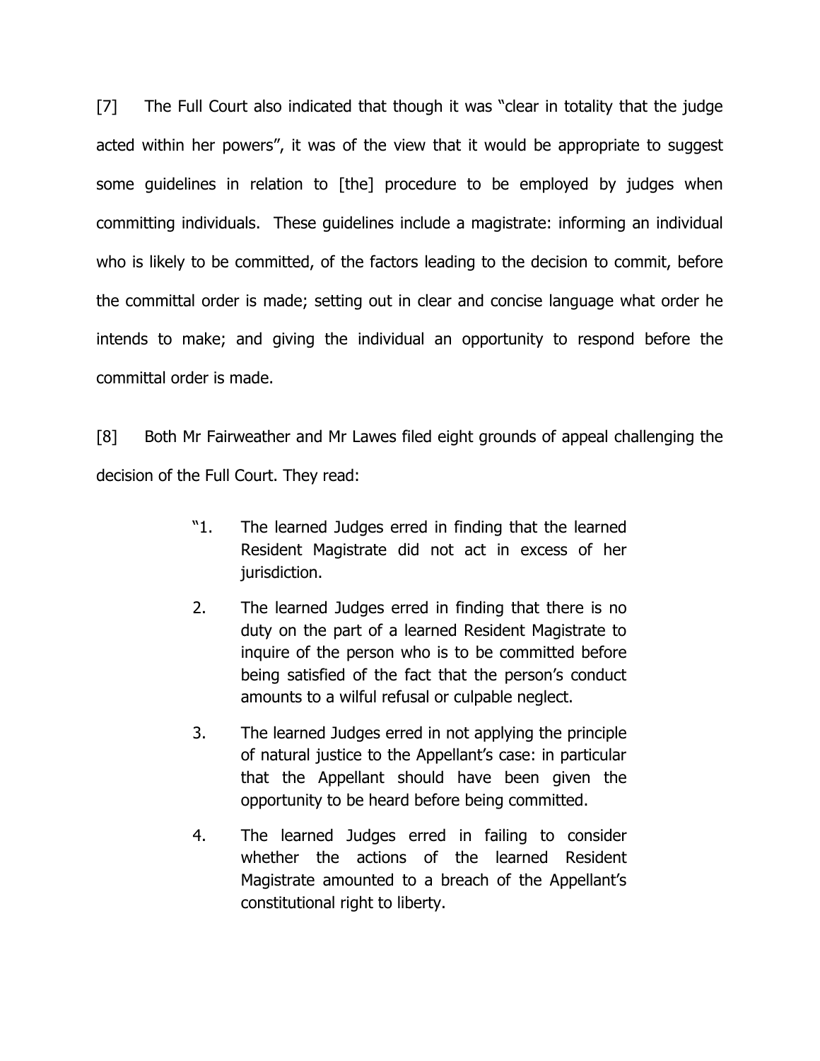[7] The Full Court also indicated that though it was "clear in totality that the judge acted within her powers", it was of the view that it would be appropriate to suggest some guidelines in relation to [the] procedure to be employed by judges when committing individuals. These guidelines include a magistrate: informing an individual who is likely to be committed, of the factors leading to the decision to commit, before the committal order is made; setting out in clear and concise language what order he intends to make; and giving the individual an opportunity to respond before the committal order is made.

[8] Both Mr Fairweather and Mr Lawes filed eight grounds of appeal challenging the decision of the Full Court. They read:

> "1. The learned Judges erred in finding that the learned Resident Magistrate did not act in excess of her jurisdiction.
>
> 2. The learned Judges erred in finding that there is no duty on the part of a learned Resident Magistrate to inquire of the person who is to be committed before being satisfied of the fact that the person's conduct amounts to a wilful refusal or culpable neglect.
>
> 3. The learned Judges erred in not applying the principle of natural justice to the Appellant's case: in particular that the Appellant should have been given the opportunity to be heard before being committed.
>
> 4. The learned Judges erred in failing to consider whether the actions of the learned Resident Magistrate amounted to a breach of the Appellant's constitutional right to liberty.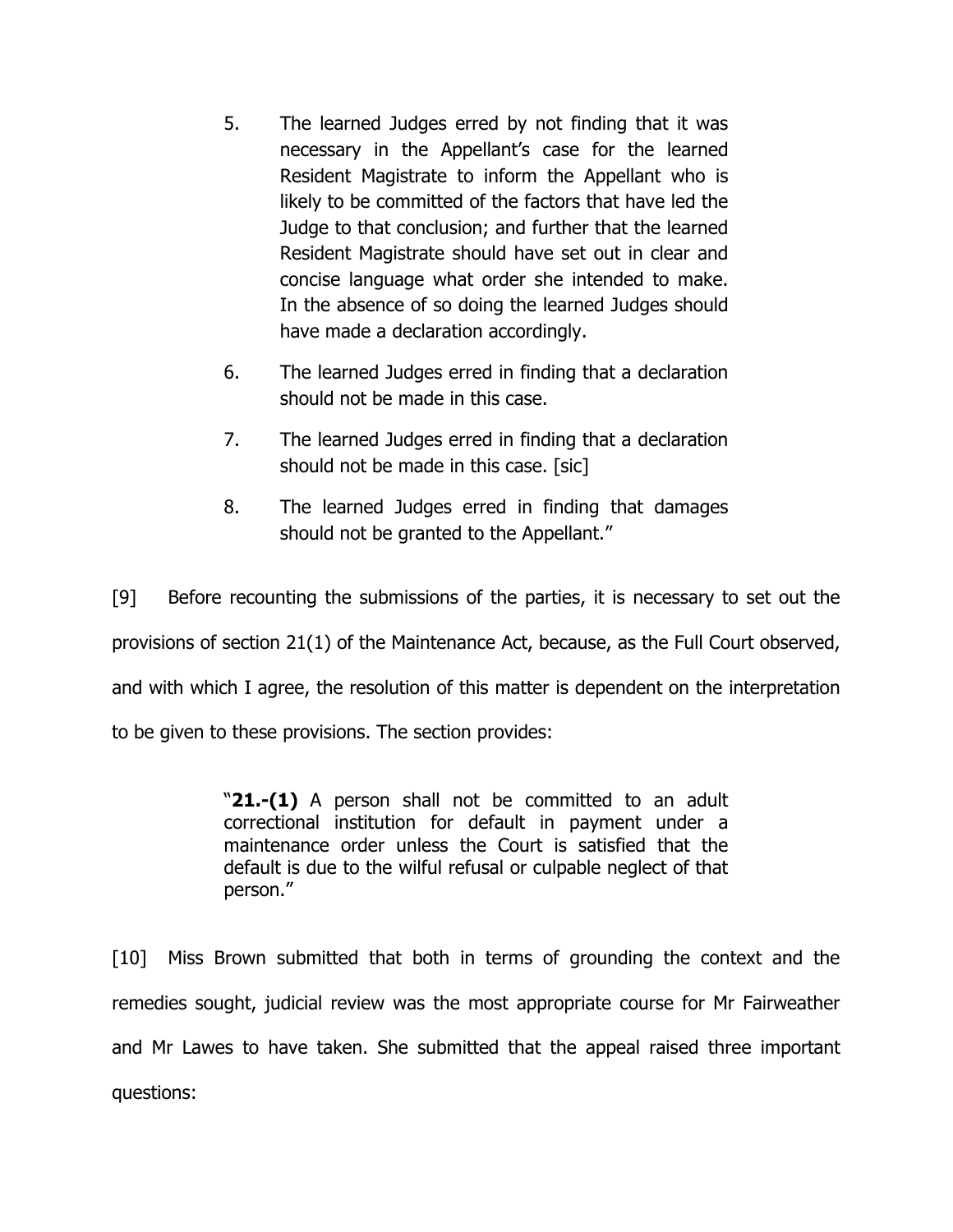> 5. The learned Judges erred by not finding that it was necessary in the Appellant's case for the learned Resident Magistrate to inform the Appellant who is likely to be committed of the factors that have led the Judge to that conclusion; and further that the learned Resident Magistrate should have set out in clear and concise language what order she intended to make. In the absence of so doing the learned Judges should have made a declaration accordingly.
>
> 6. The learned Judges erred in finding that a declaration should not be made in this case.
>
> 7. The learned Judges erred in finding that a declaration should not be made in this case. [sic]
>
> 8. The learned Judges erred in finding that damages should not be granted to the Appellant."

[9] Before recounting the submissions of the parties, it is necessary to set out the provisions of section 21(1) of the Maintenance Act, because, as the Full Court observed, and with which I agree, the resolution of this matter is dependent on the interpretation to be given to these provisions. The section provides:

> "**21.-(1)** A person shall not be committed to an adult correctional institution for default in payment under a maintenance order unless the Court is satisfied that the default is due to the wilful refusal or culpable neglect of that person."

[10] Miss Brown submitted that both in terms of grounding the context and the remedies sought, judicial review was the most appropriate course for Mr Fairweather and Mr Lawes to have taken. She submitted that the appeal raised three important questions: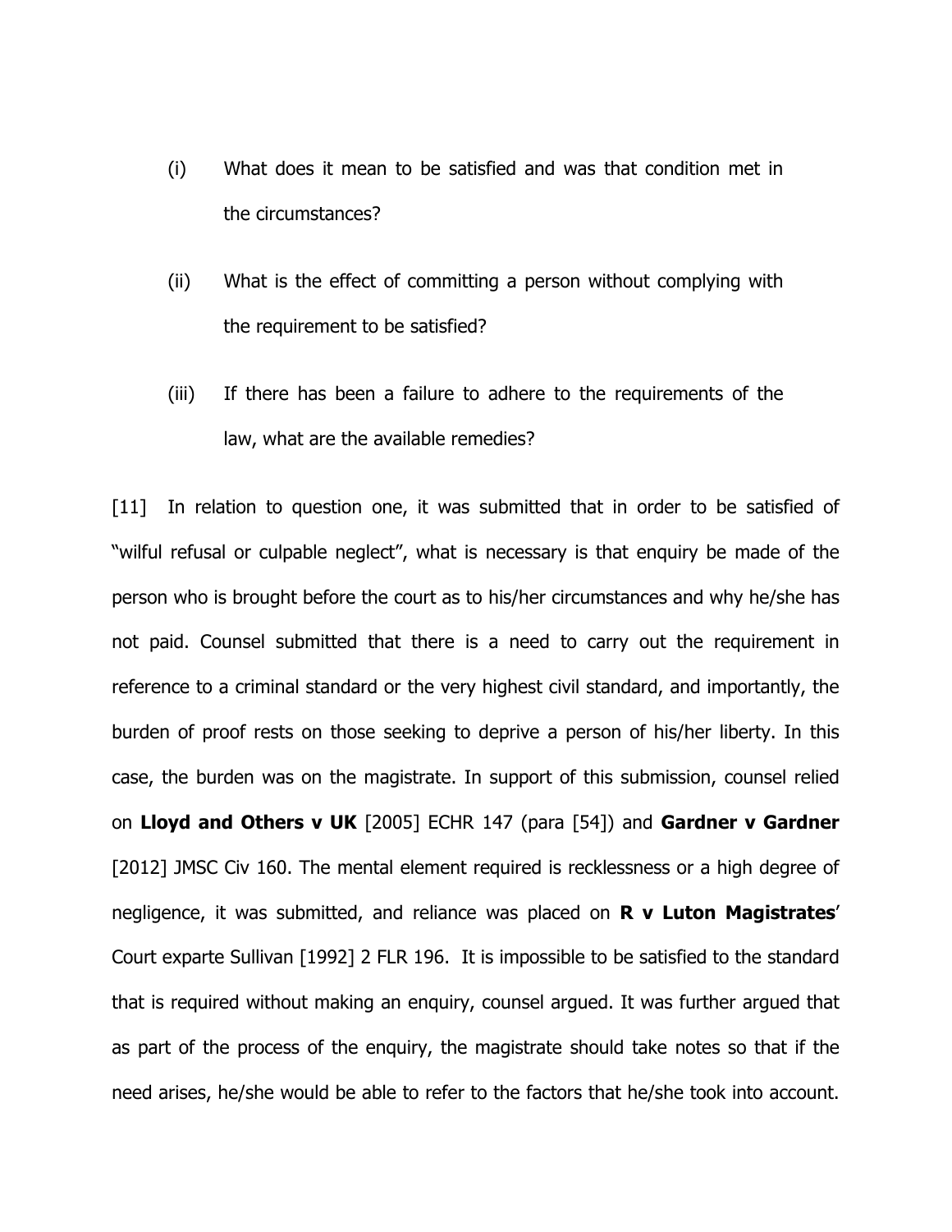(i) What does it mean to be satisfied and was that condition met in the circumstances?

(ii) What is the effect of committing a person without complying with the requirement to be satisfied?

(iii) If there has been a failure to adhere to the requirements of the law, what are the available remedies?

[11] In relation to question one, it was submitted that in order to be satisfied of "wilful refusal or culpable neglect", what is necessary is that enquiry be made of the person who is brought before the court as to his/her circumstances and why he/she has not paid. Counsel submitted that there is a need to carry out the requirement in reference to a criminal standard or the very highest civil standard, and importantly, the burden of proof rests on those seeking to deprive a person of his/her liberty. In this case, the burden was on the magistrate. In support of this submission, counsel relied on **Lloyd and Others v UK** [2005] ECHR 147 (para [54]) and **Gardner v Gardner** [2012] JMSC Civ 160. The mental element required is recklessness or a high degree of negligence, it was submitted, and reliance was placed on **R v Luton Magistrates**' Court exparte Sullivan [1992] 2 FLR 196. It is impossible to be satisfied to the standard that is required without making an enquiry, counsel argued. It was further argued that as part of the process of the enquiry, the magistrate should take notes so that if the need arises, he/she would be able to refer to the factors that he/she took into account.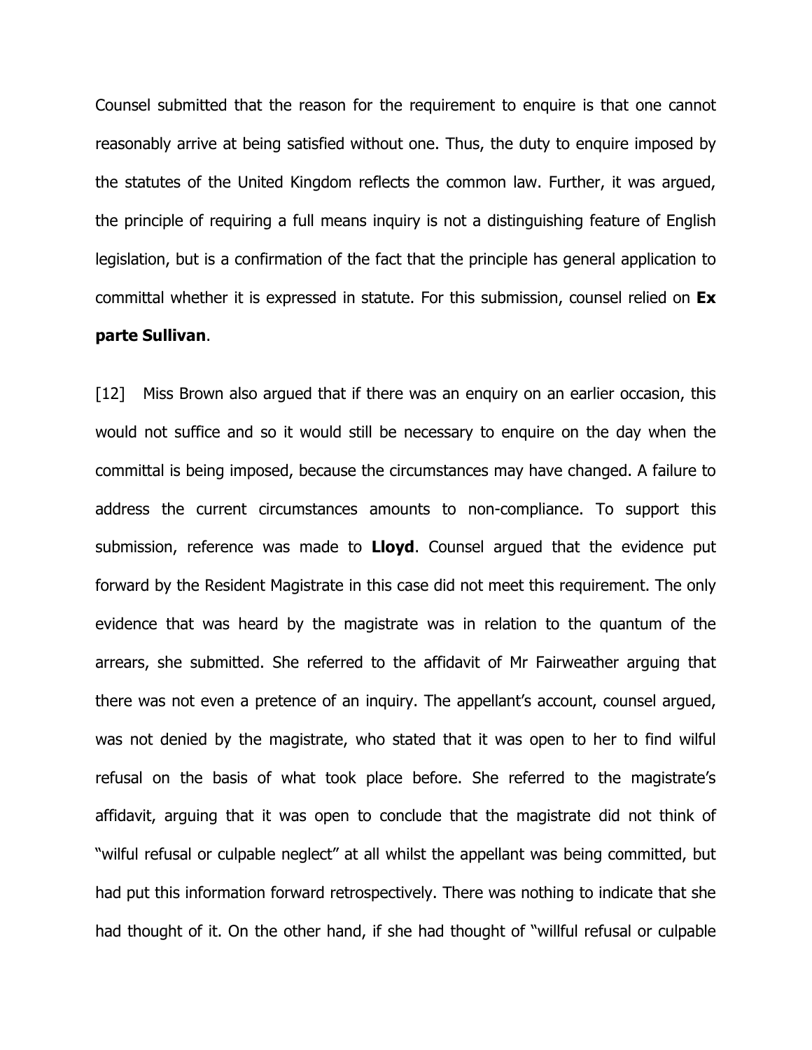Counsel submitted that the reason for the requirement to enquire is that one cannot reasonably arrive at being satisfied without one. Thus, the duty to enquire imposed by the statutes of the United Kingdom reflects the common law. Further, it was argued, the principle of requiring a full means inquiry is not a distinguishing feature of English legislation, but is a confirmation of the fact that the principle has general application to committal whether it is expressed in statute. For this submission, counsel relied on **Ex parte Sullivan**.

[12] Miss Brown also argued that if there was an enquiry on an earlier occasion, this would not suffice and so it would still be necessary to enquire on the day when the committal is being imposed, because the circumstances may have changed. A failure to address the current circumstances amounts to non-compliance. To support this submission, reference was made to **Lloyd**. Counsel argued that the evidence put forward by the Resident Magistrate in this case did not meet this requirement. The only evidence that was heard by the magistrate was in relation to the quantum of the arrears, she submitted. She referred to the affidavit of Mr Fairweather arguing that there was not even a pretence of an inquiry. The appellant's account, counsel argued, was not denied by the magistrate, who stated that it was open to her to find wilful refusal on the basis of what took place before. She referred to the magistrate's affidavit, arguing that it was open to conclude that the magistrate did not think of "wilful refusal or culpable neglect" at all whilst the appellant was being committed, but had put this information forward retrospectively. There was nothing to indicate that she had thought of it. On the other hand, if she had thought of "willful refusal or culpable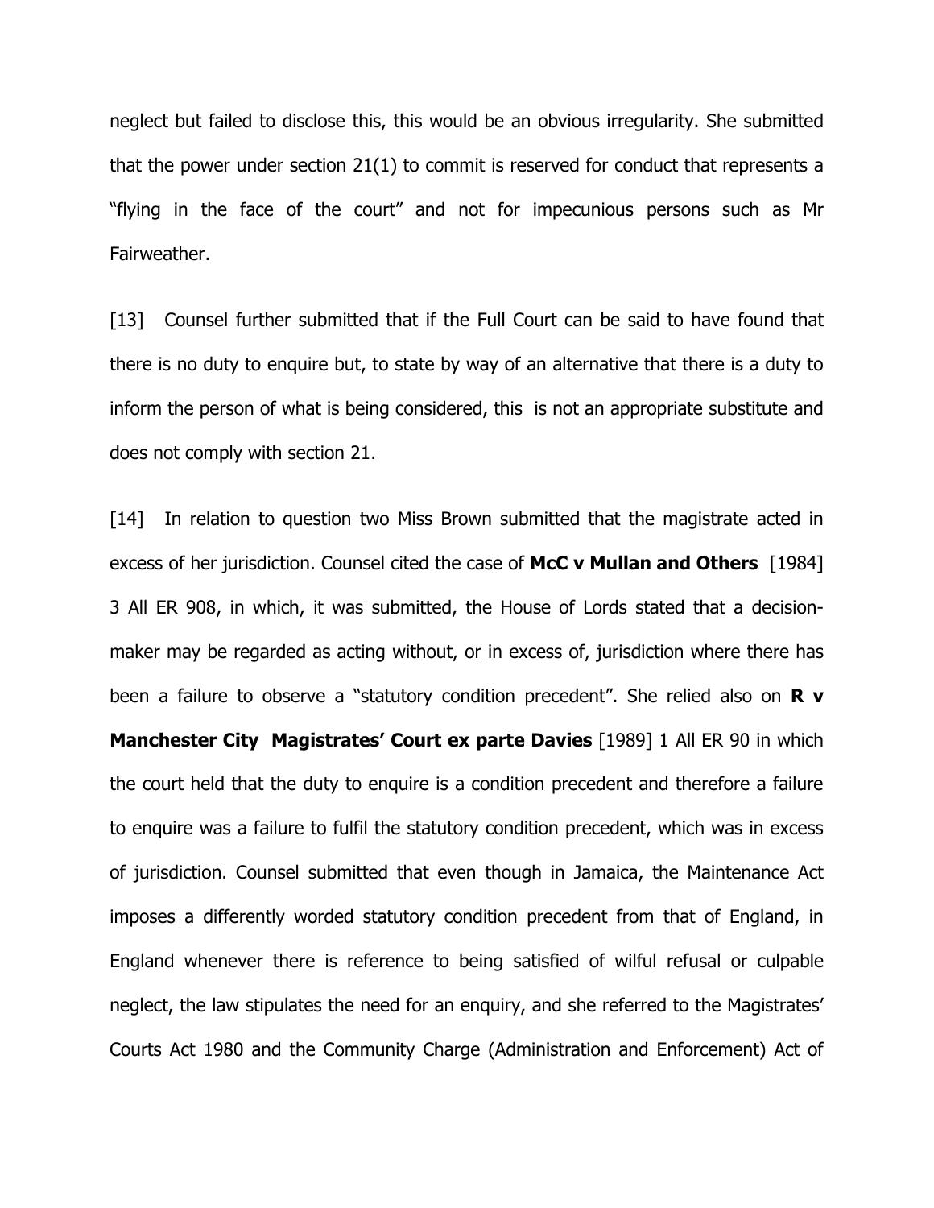neglect but failed to disclose this, this would be an obvious irregularity. She submitted that the power under section 21(1) to commit is reserved for conduct that represents a "flying in the face of the court" and not for impecunious persons such as Mr Fairweather.

[13] Counsel further submitted that if the Full Court can be said to have found that there is no duty to enquire but, to state by way of an alternative that there is a duty to inform the person of what is being considered, this is not an appropriate substitute and does not comply with section 21.

[14] In relation to question two Miss Brown submitted that the magistrate acted in excess of her jurisdiction. Counsel cited the case of **McC v Mullan and Others** [1984] 3 All ER 908, in which, it was submitted, the House of Lords stated that a decision-maker may be regarded as acting without, or in excess of, jurisdiction where there has been a failure to observe a "statutory condition precedent". She relied also on **R v Manchester City Magistrates' Court ex parte Davies** [1989] 1 All ER 90 in which the court held that the duty to enquire is a condition precedent and therefore a failure to enquire was a failure to fulfil the statutory condition precedent, which was in excess of jurisdiction. Counsel submitted that even though in Jamaica, the Maintenance Act imposes a differently worded statutory condition precedent from that of England, in England whenever there is reference to being satisfied of wilful refusal or culpable neglect, the law stipulates the need for an enquiry, and she referred to the Magistrates' Courts Act 1980 and the Community Charge (Administration and Enforcement) Act of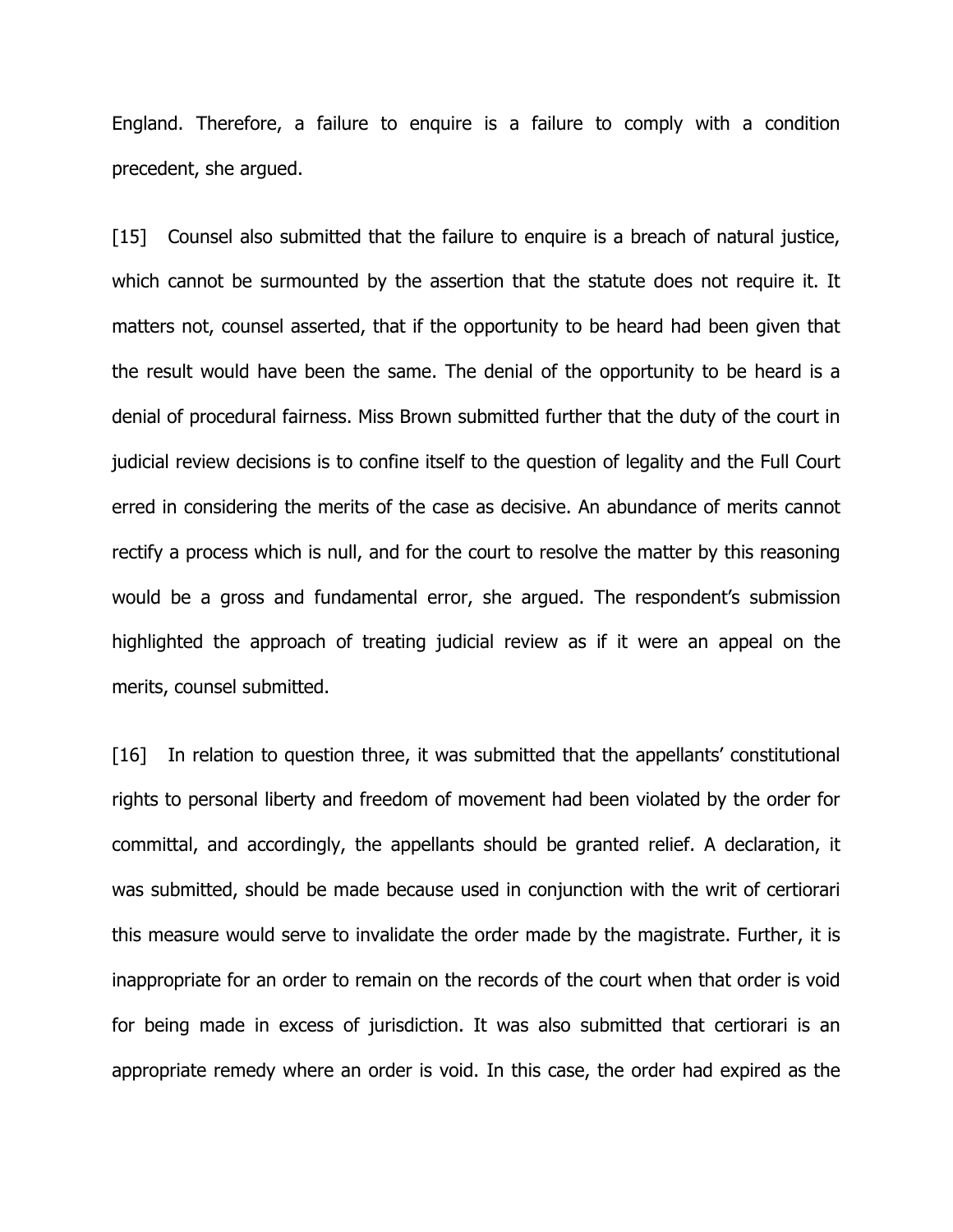England. Therefore, a failure to enquire is a failure to comply with a condition precedent, she argued.

[15] Counsel also submitted that the failure to enquire is a breach of natural justice, which cannot be surmounted by the assertion that the statute does not require it. It matters not, counsel asserted, that if the opportunity to be heard had been given that the result would have been the same. The denial of the opportunity to be heard is a denial of procedural fairness. Miss Brown submitted further that the duty of the court in judicial review decisions is to confine itself to the question of legality and the Full Court erred in considering the merits of the case as decisive. An abundance of merits cannot rectify a process which is null, and for the court to resolve the matter by this reasoning would be a gross and fundamental error, she argued. The respondent's submission highlighted the approach of treating judicial review as if it were an appeal on the merits, counsel submitted.

[16] In relation to question three, it was submitted that the appellants' constitutional rights to personal liberty and freedom of movement had been violated by the order for committal, and accordingly, the appellants should be granted relief. A declaration, it was submitted, should be made because used in conjunction with the writ of certiorari this measure would serve to invalidate the order made by the magistrate. Further, it is inappropriate for an order to remain on the records of the court when that order is void for being made in excess of jurisdiction. It was also submitted that certiorari is an appropriate remedy where an order is void. In this case, the order had expired as the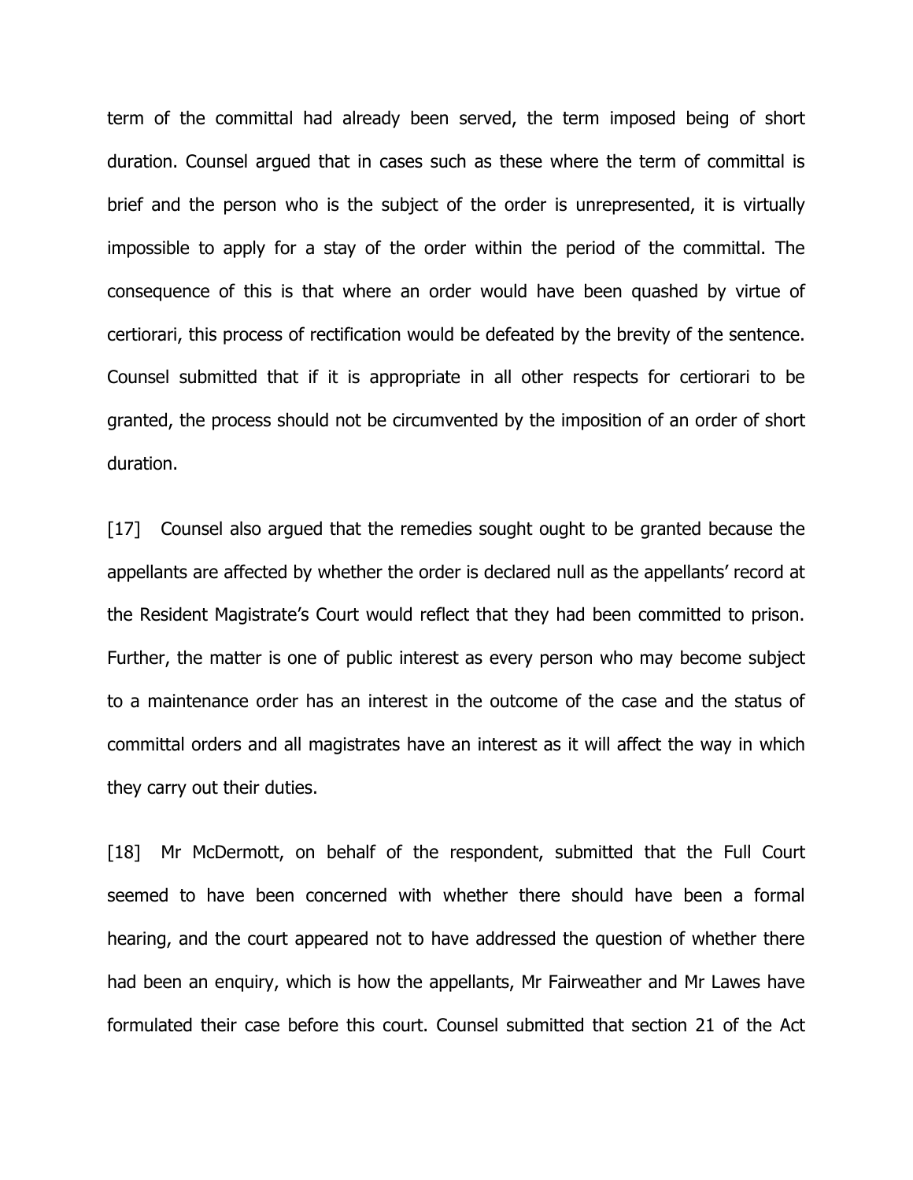term of the committal had already been served, the term imposed being of short duration. Counsel argued that in cases such as these where the term of committal is brief and the person who is the subject of the order is unrepresented, it is virtually impossible to apply for a stay of the order within the period of the committal. The consequence of this is that where an order would have been quashed by virtue of certiorari, this process of rectification would be defeated by the brevity of the sentence. Counsel submitted that if it is appropriate in all other respects for certiorari to be granted, the process should not be circumvented by the imposition of an order of short duration.

[17] Counsel also argued that the remedies sought ought to be granted because the appellants are affected by whether the order is declared null as the appellants' record at the Resident Magistrate's Court would reflect that they had been committed to prison. Further, the matter is one of public interest as every person who may become subject to a maintenance order has an interest in the outcome of the case and the status of committal orders and all magistrates have an interest as it will affect the way in which they carry out their duties.

[18] Mr McDermott, on behalf of the respondent, submitted that the Full Court seemed to have been concerned with whether there should have been a formal hearing, and the court appeared not to have addressed the question of whether there had been an enquiry, which is how the appellants, Mr Fairweather and Mr Lawes have formulated their case before this court. Counsel submitted that section 21 of the Act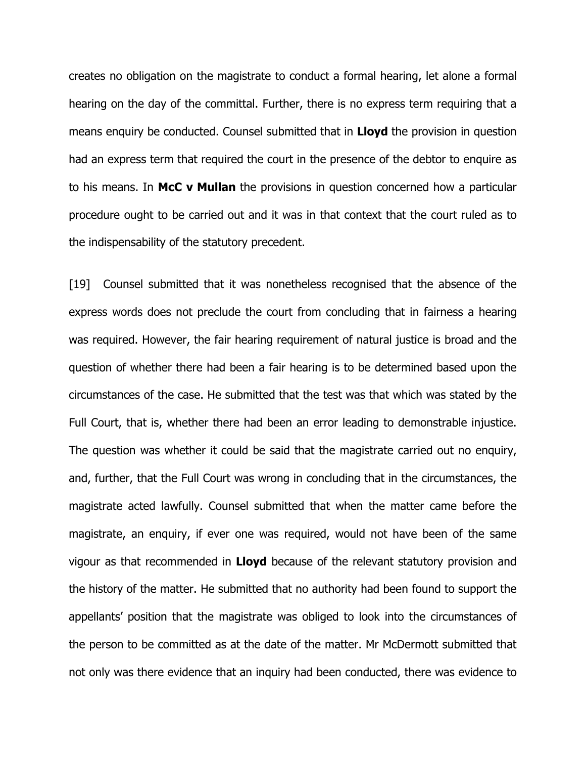creates no obligation on the magistrate to conduct a formal hearing, let alone a formal hearing on the day of the committal. Further, there is no express term requiring that a means enquiry be conducted. Counsel submitted that in **Lloyd** the provision in question had an express term that required the court in the presence of the debtor to enquire as to his means. In **McC v Mullan** the provisions in question concerned how a particular procedure ought to be carried out and it was in that context that the court ruled as to the indispensability of the statutory precedent.

[19] Counsel submitted that it was nonetheless recognised that the absence of the express words does not preclude the court from concluding that in fairness a hearing was required. However, the fair hearing requirement of natural justice is broad and the question of whether there had been a fair hearing is to be determined based upon the circumstances of the case. He submitted that the test was that which was stated by the Full Court, that is, whether there had been an error leading to demonstrable injustice. The question was whether it could be said that the magistrate carried out no enquiry, and, further, that the Full Court was wrong in concluding that in the circumstances, the magistrate acted lawfully. Counsel submitted that when the matter came before the magistrate, an enquiry, if ever one was required, would not have been of the same vigour as that recommended in **Lloyd** because of the relevant statutory provision and the history of the matter. He submitted that no authority had been found to support the appellants' position that the magistrate was obliged to look into the circumstances of the person to be committed as at the date of the matter. Mr McDermott submitted that not only was there evidence that an inquiry had been conducted, there was evidence to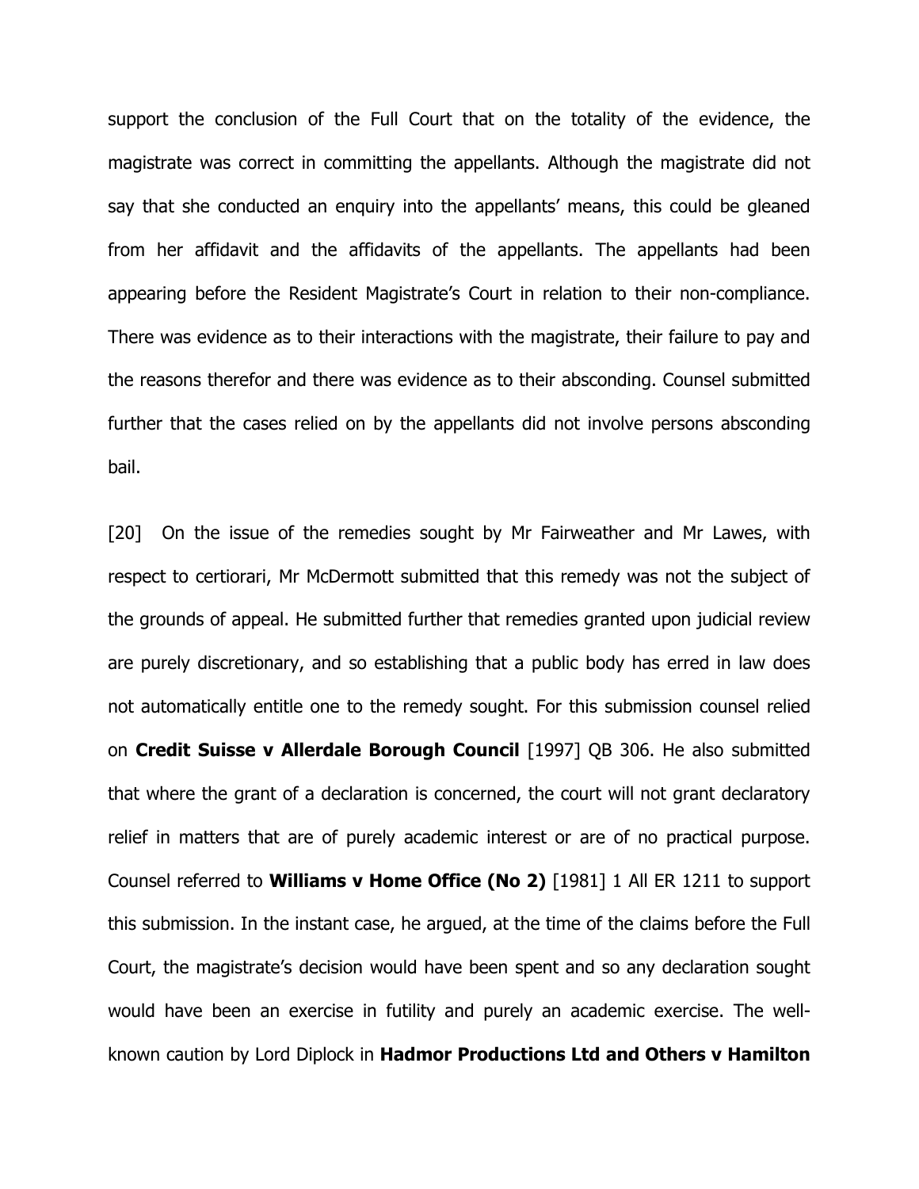support the conclusion of the Full Court that on the totality of the evidence, the magistrate was correct in committing the appellants. Although the magistrate did not say that she conducted an enquiry into the appellants' means, this could be gleaned from her affidavit and the affidavits of the appellants. The appellants had been appearing before the Resident Magistrate's Court in relation to their non-compliance. There was evidence as to their interactions with the magistrate, their failure to pay and the reasons therefor and there was evidence as to their absconding. Counsel submitted further that the cases relied on by the appellants did not involve persons absconding bail.

[20] On the issue of the remedies sought by Mr Fairweather and Mr Lawes, with respect to certiorari, Mr McDermott submitted that this remedy was not the subject of the grounds of appeal. He submitted further that remedies granted upon judicial review are purely discretionary, and so establishing that a public body has erred in law does not automatically entitle one to the remedy sought. For this submission counsel relied on **Credit Suisse v Allerdale Borough Council** [1997] QB 306. He also submitted that where the grant of a declaration is concerned, the court will not grant declaratory relief in matters that are of purely academic interest or are of no practical purpose. Counsel referred to **Williams v Home Office (No 2)** [1981] 1 All ER 1211 to support this submission. In the instant case, he argued, at the time of the claims before the Full Court, the magistrate's decision would have been spent and so any declaration sought would have been an exercise in futility and purely an academic exercise. The well-known caution by Lord Diplock in **Hadmor Productions Ltd and Others v Hamilton**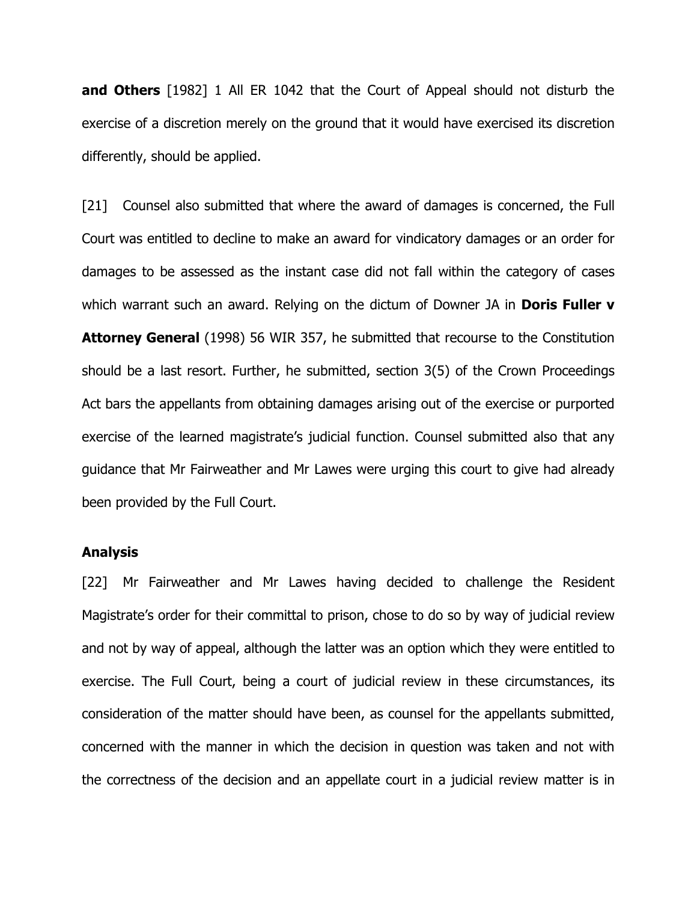**and Others** [1982] 1 All ER 1042 that the Court of Appeal should not disturb the exercise of a discretion merely on the ground that it would have exercised its discretion differently, should be applied.

[21] Counsel also submitted that where the award of damages is concerned, the Full Court was entitled to decline to make an award for vindicatory damages or an order for damages to be assessed as the instant case did not fall within the category of cases which warrant such an award. Relying on the dictum of Downer JA in **Doris Fuller v Attorney General** (1998) 56 WIR 357, he submitted that recourse to the Constitution should be a last resort. Further, he submitted, section 3(5) of the Crown Proceedings Act bars the appellants from obtaining damages arising out of the exercise or purported exercise of the learned magistrate's judicial function. Counsel submitted also that any guidance that Mr Fairweather and Mr Lawes were urging this court to give had already been provided by the Full Court.

## Analysis

[22] Mr Fairweather and Mr Lawes having decided to challenge the Resident Magistrate's order for their committal to prison, chose to do so by way of judicial review and not by way of appeal, although the latter was an option which they were entitled to exercise. The Full Court, being a court of judicial review in these circumstances, its consideration of the matter should have been, as counsel for the appellants submitted, concerned with the manner in which the decision in question was taken and not with the correctness of the decision and an appellate court in a judicial review matter is in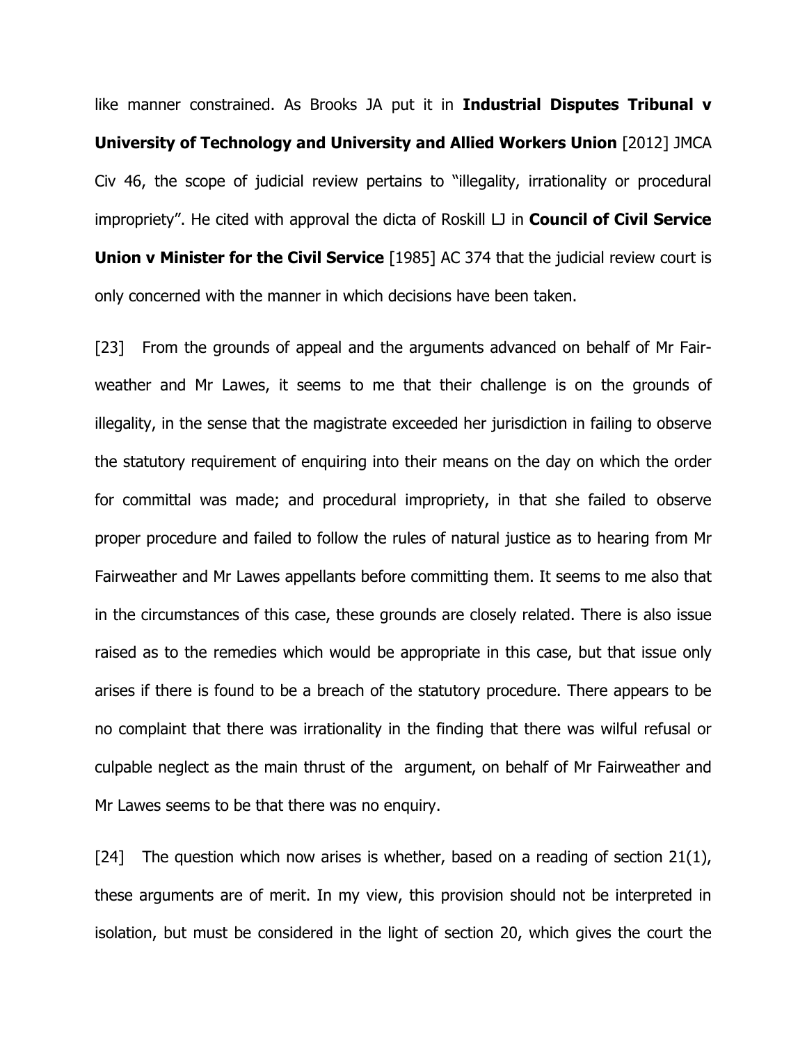like manner constrained. As Brooks JA put it in **Industrial Disputes Tribunal v University of Technology and University and Allied Workers Union** [2012] JMCA Civ 46, the scope of judicial review pertains to "illegality, irrationality or procedural impropriety". He cited with approval the dicta of Roskill LJ in **Council of Civil Service Union v Minister for the Civil Service** [1985] AC 374 that the judicial review court is only concerned with the manner in which decisions have been taken.

[23] From the grounds of appeal and the arguments advanced on behalf of Mr Fair-weather and Mr Lawes, it seems to me that their challenge is on the grounds of illegality, in the sense that the magistrate exceeded her jurisdiction in failing to observe the statutory requirement of enquiring into their means on the day on which the order for committal was made; and procedural impropriety, in that she failed to observe proper procedure and failed to follow the rules of natural justice as to hearing from Mr Fairweather and Mr Lawes appellants before committing them. It seems to me also that in the circumstances of this case, these grounds are closely related. There is also issue raised as to the remedies which would be appropriate in this case, but that issue only arises if there is found to be a breach of the statutory procedure. There appears to be no complaint that there was irrationality in the finding that there was wilful refusal or culpable neglect as the main thrust of the argument, on behalf of Mr Fairweather and Mr Lawes seems to be that there was no enquiry.

[24] The question which now arises is whether, based on a reading of section 21(1), these arguments are of merit. In my view, this provision should not be interpreted in isolation, but must be considered in the light of section 20, which gives the court the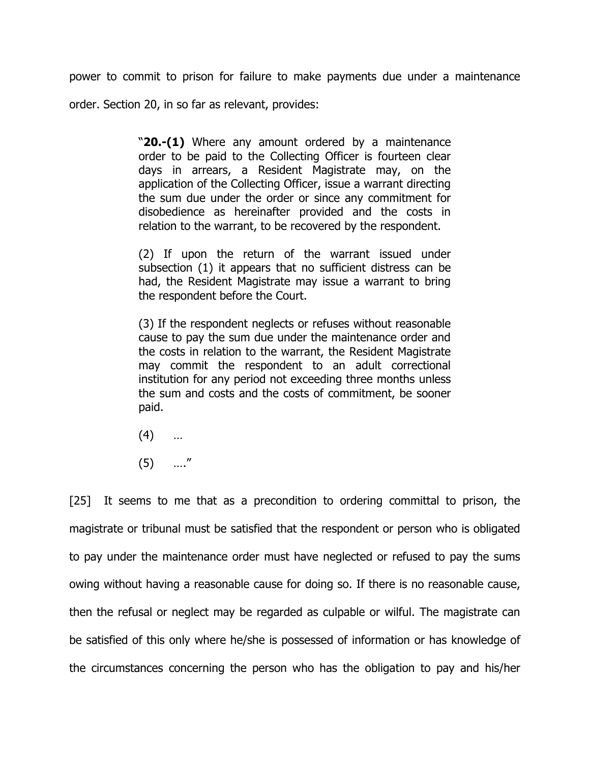power to commit to prison for failure to make payments due under a maintenance order. Section 20, in so far as relevant, provides:

> "**20.-(1)** Where any amount ordered by a maintenance order to be paid to the Collecting Officer is fourteen clear days in arrears, a Resident Magistrate may, on the application of the Collecting Officer, issue a warrant directing the sum due under the order or since any commitment for disobedience as hereinafter provided and the costs in relation to the warrant, to be recovered by the respondent.
>
> (2) If upon the return of the warrant issued under subsection (1) it appears that no sufficient distress can be had, the Resident Magistrate may issue a warrant to bring the respondent before the Court.
>
> (3) If the respondent neglects or refuses without reasonable cause to pay the sum due under the maintenance order and the costs in relation to the warrant, the Resident Magistrate may commit the respondent to an adult correctional institution for any period not exceeding three months unless the sum and costs and the costs of commitment, be sooner paid.
>
> (4) …
>
> (5) …."

[25] It seems to me that as a precondition to ordering committal to prison, the magistrate or tribunal must be satisfied that the respondent or person who is obligated to pay under the maintenance order must have neglected or refused to pay the sums owing without having a reasonable cause for doing so. If there is no reasonable cause, then the refusal or neglect may be regarded as culpable or wilful. The magistrate can be satisfied of this only where he/she is possessed of information or has knowledge of the circumstances concerning the person who has the obligation to pay and his/her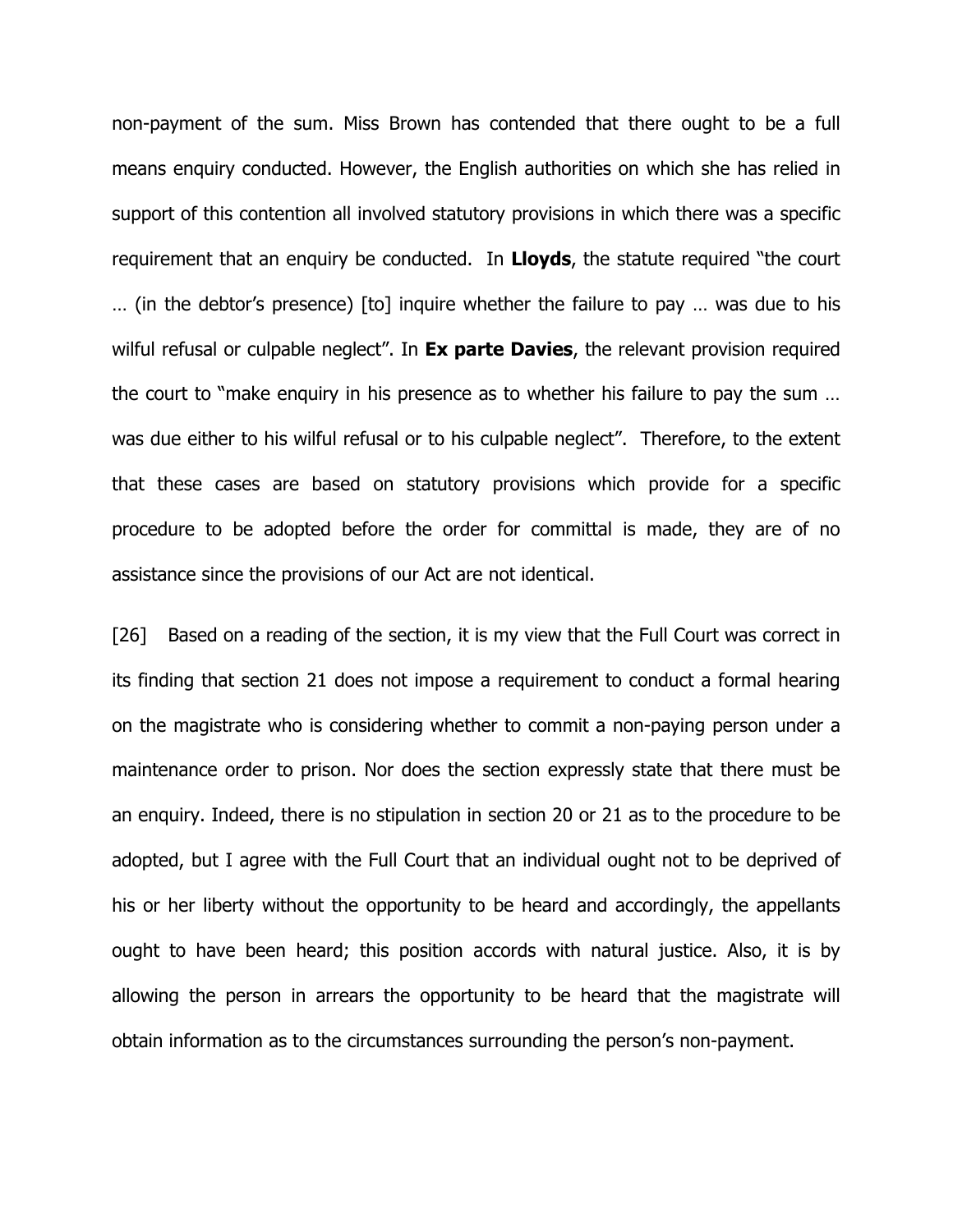non-payment of the sum. Miss Brown has contended that there ought to be a full means enquiry conducted. However, the English authorities on which she has relied in support of this contention all involved statutory provisions in which there was a specific requirement that an enquiry be conducted. In **Lloyds**, the statute required "the court … (in the debtor's presence) [to] inquire whether the failure to pay … was due to his wilful refusal or culpable neglect". In **Ex parte Davies**, the relevant provision required the court to "make enquiry in his presence as to whether his failure to pay the sum … was due either to his wilful refusal or to his culpable neglect". Therefore, to the extent that these cases are based on statutory provisions which provide for a specific procedure to be adopted before the order for committal is made, they are of no assistance since the provisions of our Act are not identical.

[26] Based on a reading of the section, it is my view that the Full Court was correct in its finding that section 21 does not impose a requirement to conduct a formal hearing on the magistrate who is considering whether to commit a non-paying person under a maintenance order to prison. Nor does the section expressly state that there must be an enquiry. Indeed, there is no stipulation in section 20 or 21 as to the procedure to be adopted, but I agree with the Full Court that an individual ought not to be deprived of his or her liberty without the opportunity to be heard and accordingly, the appellants ought to have been heard; this position accords with natural justice. Also, it is by allowing the person in arrears the opportunity to be heard that the magistrate will obtain information as to the circumstances surrounding the person's non-payment.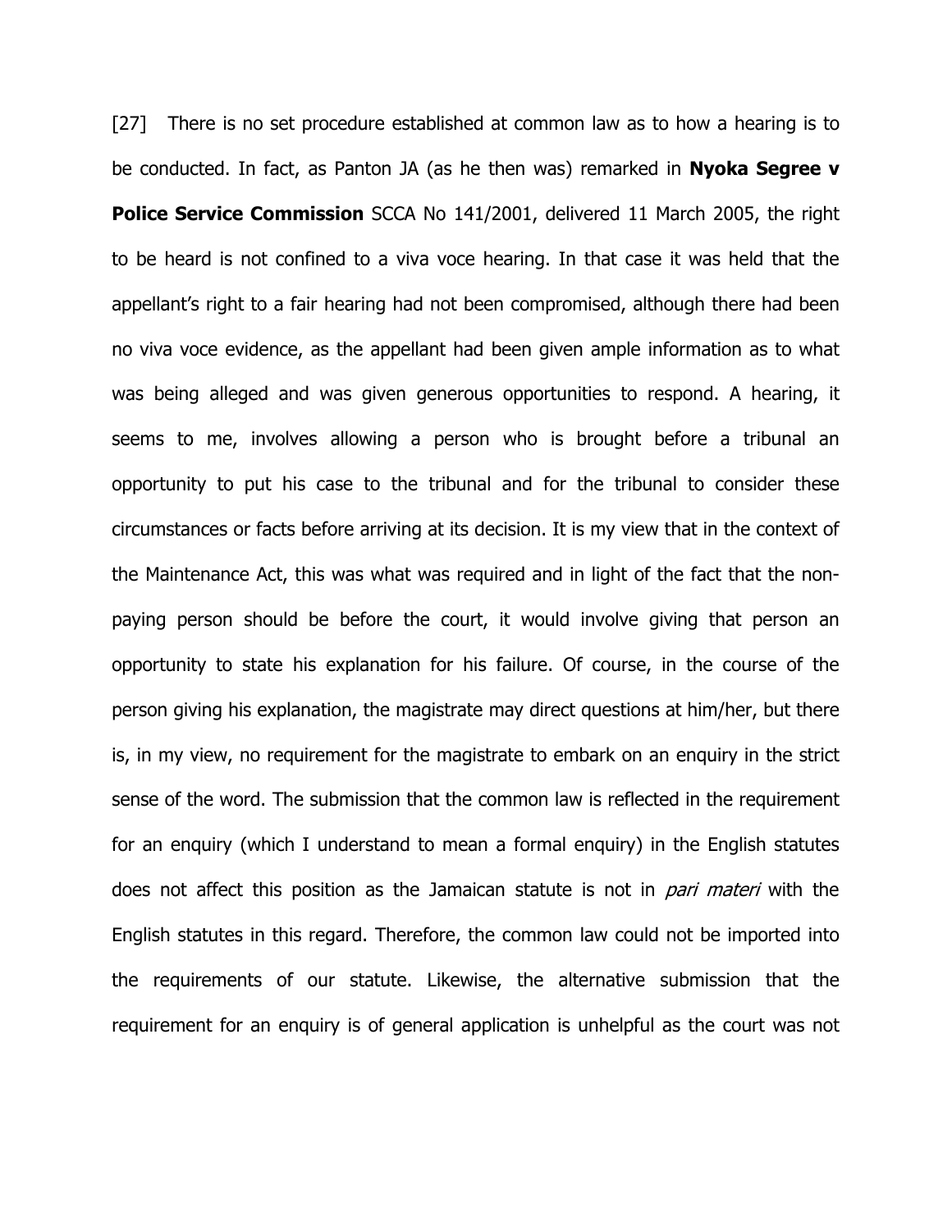[27] There is no set procedure established at common law as to how a hearing is to be conducted. In fact, as Panton JA (as he then was) remarked in **Nyoka Segree v Police Service Commission** SCCA No 141/2001, delivered 11 March 2005, the right to be heard is not confined to a viva voce hearing. In that case it was held that the appellant's right to a fair hearing had not been compromised, although there had been no viva voce evidence, as the appellant had been given ample information as to what was being alleged and was given generous opportunities to respond. A hearing, it seems to me, involves allowing a person who is brought before a tribunal an opportunity to put his case to the tribunal and for the tribunal to consider these circumstances or facts before arriving at its decision. It is my view that in the context of the Maintenance Act, this was what was required and in light of the fact that the non-paying person should be before the court, it would involve giving that person an opportunity to state his explanation for his failure. Of course, in the course of the person giving his explanation, the magistrate may direct questions at him/her, but there is, in my view, no requirement for the magistrate to embark on an enquiry in the strict sense of the word. The submission that the common law is reflected in the requirement for an enquiry (which I understand to mean a formal enquiry) in the English statutes does not affect this position as the Jamaican statute is not in *pari materi* with the English statutes in this regard. Therefore, the common law could not be imported into the requirements of our statute. Likewise, the alternative submission that the requirement for an enquiry is of general application is unhelpful as the court was not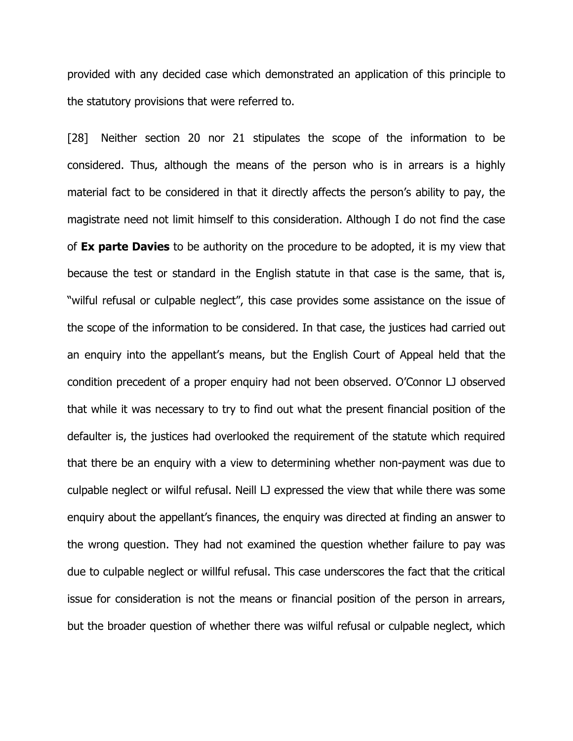provided with any decided case which demonstrated an application of this principle to the statutory provisions that were referred to.

[28] Neither section 20 nor 21 stipulates the scope of the information to be considered. Thus, although the means of the person who is in arrears is a highly material fact to be considered in that it directly affects the person's ability to pay, the magistrate need not limit himself to this consideration. Although I do not find the case of **Ex parte Davies** to be authority on the procedure to be adopted, it is my view that because the test or standard in the English statute in that case is the same, that is, "wilful refusal or culpable neglect", this case provides some assistance on the issue of the scope of the information to be considered. In that case, the justices had carried out an enquiry into the appellant's means, but the English Court of Appeal held that the condition precedent of a proper enquiry had not been observed. O'Connor LJ observed that while it was necessary to try to find out what the present financial position of the defaulter is, the justices had overlooked the requirement of the statute which required that there be an enquiry with a view to determining whether non-payment was due to culpable neglect or wilful refusal. Neill LJ expressed the view that while there was some enquiry about the appellant's finances, the enquiry was directed at finding an answer to the wrong question. They had not examined the question whether failure to pay was due to culpable neglect or willful refusal. This case underscores the fact that the critical issue for consideration is not the means or financial position of the person in arrears, but the broader question of whether there was wilful refusal or culpable neglect, which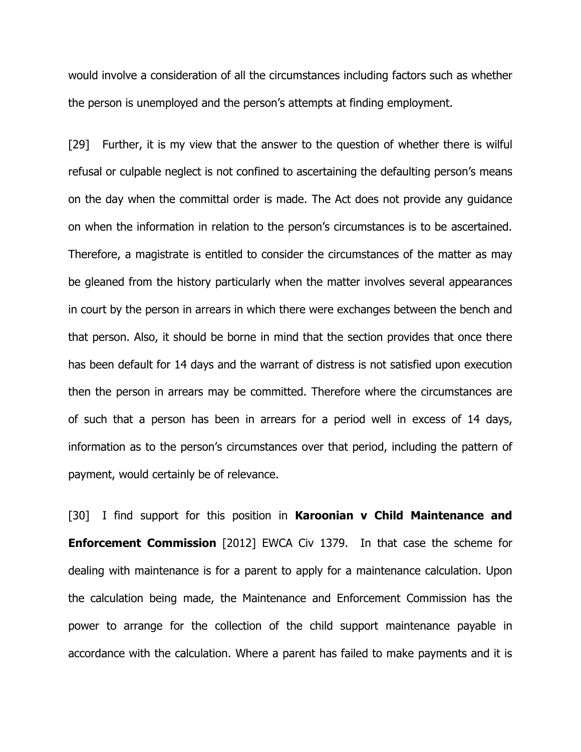would involve a consideration of all the circumstances including factors such as whether the person is unemployed and the person's attempts at finding employment.

[29] Further, it is my view that the answer to the question of whether there is wilful refusal or culpable neglect is not confined to ascertaining the defaulting person's means on the day when the committal order is made. The Act does not provide any guidance on when the information in relation to the person's circumstances is to be ascertained. Therefore, a magistrate is entitled to consider the circumstances of the matter as may be gleaned from the history particularly when the matter involves several appearances in court by the person in arrears in which there were exchanges between the bench and that person. Also, it should be borne in mind that the section provides that once there has been default for 14 days and the warrant of distress is not satisfied upon execution then the person in arrears may be committed. Therefore where the circumstances are of such that a person has been in arrears for a period well in excess of 14 days, information as to the person's circumstances over that period, including the pattern of payment, would certainly be of relevance.

[30] I find support for this position in **Karoonian v Child Maintenance and Enforcement Commission** [2012] EWCA Civ 1379. In that case the scheme for dealing with maintenance is for a parent to apply for a maintenance calculation. Upon the calculation being made, the Maintenance and Enforcement Commission has the power to arrange for the collection of the child support maintenance payable in accordance with the calculation. Where a parent has failed to make payments and it is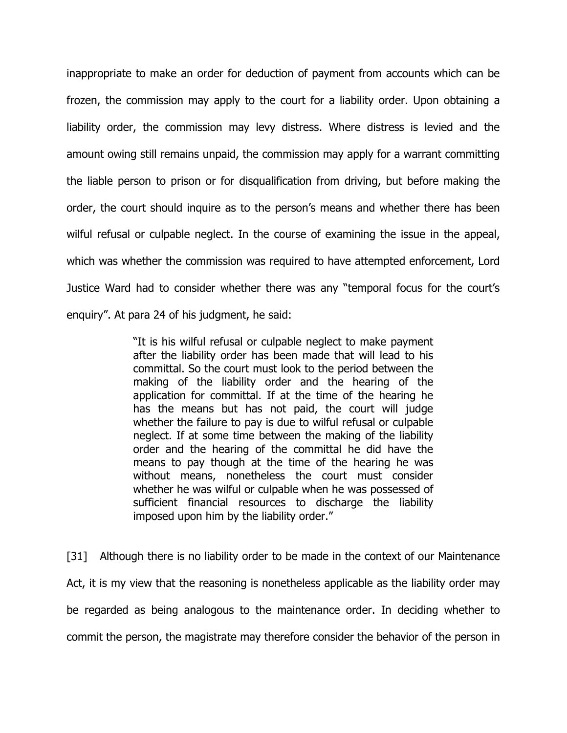inappropriate to make an order for deduction of payment from accounts which can be frozen, the commission may apply to the court for a liability order. Upon obtaining a liability order, the commission may levy distress. Where distress is levied and the amount owing still remains unpaid, the commission may apply for a warrant committing the liable person to prison or for disqualification from driving, but before making the order, the court should inquire as to the person's means and whether there has been wilful refusal or culpable neglect. In the course of examining the issue in the appeal, which was whether the commission was required to have attempted enforcement, Lord Justice Ward had to consider whether there was any "temporal focus for the court's enquiry". At para 24 of his judgment, he said:

> "It is his wilful refusal or culpable neglect to make payment after the liability order has been made that will lead to his committal. So the court must look to the period between the making of the liability order and the hearing of the application for committal. If at the time of the hearing he has the means but has not paid, the court will judge whether the failure to pay is due to wilful refusal or culpable neglect. If at some time between the making of the liability order and the hearing of the committal he did have the means to pay though at the time of the hearing he was without means, nonetheless the court must consider whether he was wilful or culpable when he was possessed of sufficient financial resources to discharge the liability imposed upon him by the liability order."

[31] Although there is no liability order to be made in the context of our Maintenance Act, it is my view that the reasoning is nonetheless applicable as the liability order may be regarded as being analogous to the maintenance order. In deciding whether to commit the person, the magistrate may therefore consider the behavior of the person in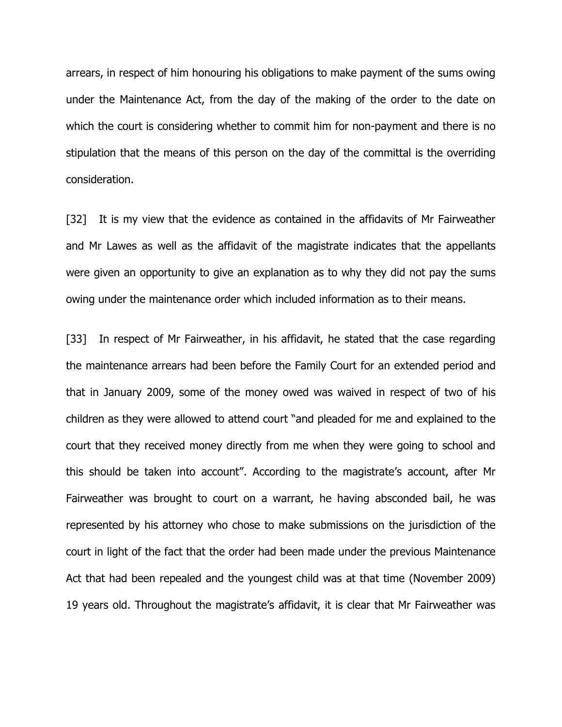arrears, in respect of him honouring his obligations to make payment of the sums owing under the Maintenance Act, from the day of the making of the order to the date on which the court is considering whether to commit him for non-payment and there is no stipulation that the means of this person on the day of the committal is the overriding consideration.

[32] It is my view that the evidence as contained in the affidavits of Mr Fairweather and Mr Lawes as well as the affidavit of the magistrate indicates that the appellants were given an opportunity to give an explanation as to why they did not pay the sums owing under the maintenance order which included information as to their means.

[33] In respect of Mr Fairweather, in his affidavit, he stated that the case regarding the maintenance arrears had been before the Family Court for an extended period and that in January 2009, some of the money owed was waived in respect of two of his children as they were allowed to attend court "and pleaded for me and explained to the court that they received money directly from me when they were going to school and this should be taken into account". According to the magistrate's account, after Mr Fairweather was brought to court on a warrant, he having absconded bail, he was represented by his attorney who chose to make submissions on the jurisdiction of the court in light of the fact that the order had been made under the previous Maintenance Act that had been repealed and the youngest child was at that time (November 2009) 19 years old. Throughout the magistrate's affidavit, it is clear that Mr Fairweather was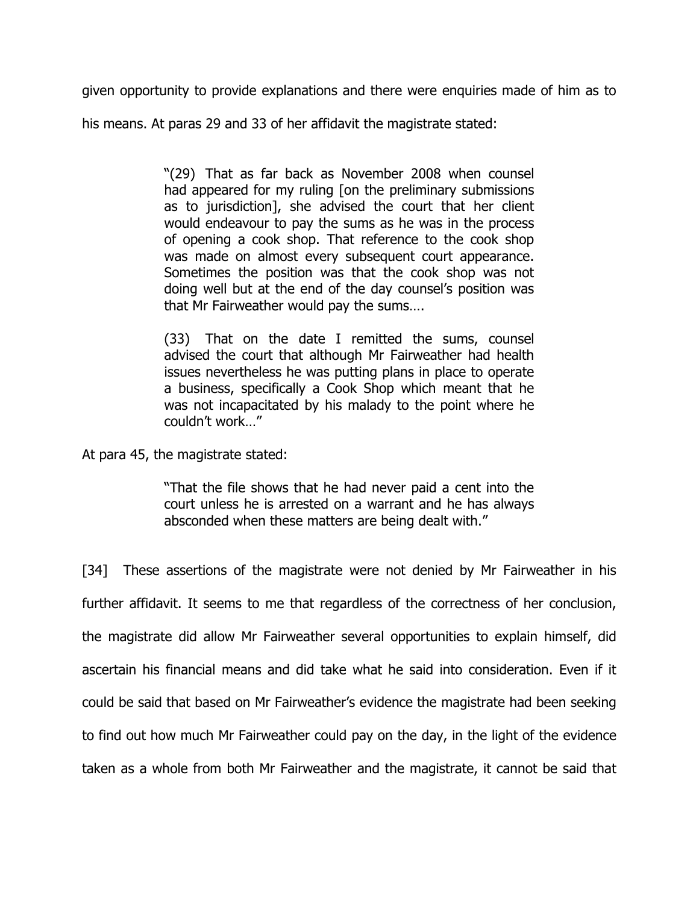given opportunity to provide explanations and there were enquiries made of him as to his means. At paras 29 and 33 of her affidavit the magistrate stated:

> "(29) That as far back as November 2008 when counsel had appeared for my ruling [on the preliminary submissions as to jurisdiction], she advised the court that her client would endeavour to pay the sums as he was in the process of opening a cook shop. That reference to the cook shop was made on almost every subsequent court appearance. Sometimes the position was that the cook shop was not doing well but at the end of the day counsel's position was that Mr Fairweather would pay the sums….
>
> (33) That on the date I remitted the sums, counsel advised the court that although Mr Fairweather had health issues nevertheless he was putting plans in place to operate a business, specifically a Cook Shop which meant that he was not incapacitated by his malady to the point where he couldn't work…"

At para 45, the magistrate stated:

> "That the file shows that he had never paid a cent into the court unless he is arrested on a warrant and he has always absconded when these matters are being dealt with."

[34] These assertions of the magistrate were not denied by Mr Fairweather in his further affidavit. It seems to me that regardless of the correctness of her conclusion, the magistrate did allow Mr Fairweather several opportunities to explain himself, did ascertain his financial means and did take what he said into consideration. Even if it could be said that based on Mr Fairweather's evidence the magistrate had been seeking to find out how much Mr Fairweather could pay on the day, in the light of the evidence taken as a whole from both Mr Fairweather and the magistrate, it cannot be said that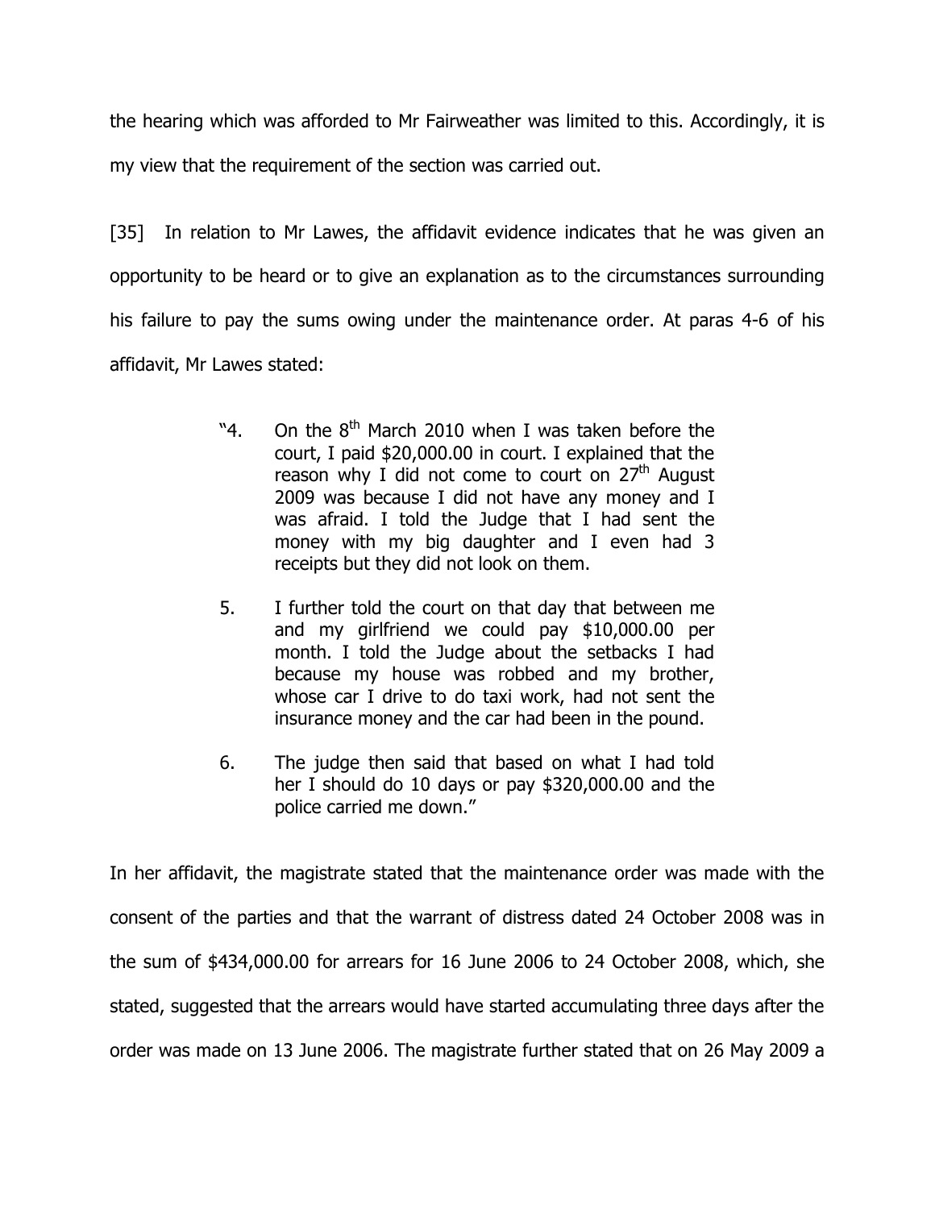the hearing which was afforded to Mr Fairweather was limited to this. Accordingly, it is my view that the requirement of the section was carried out.

[35] In relation to Mr Lawes, the affidavit evidence indicates that he was given an opportunity to be heard or to give an explanation as to the circumstances surrounding his failure to pay the sums owing under the maintenance order. At paras 4-6 of his affidavit, Mr Lawes stated:

> "4. On the 8th March 2010 when I was taken before the court, I paid $20,000.00 in court. I explained that the reason why I did not come to court on 27th August 2009 was because I did not have any money and I was afraid. I told the Judge that I had sent the money with my big daughter and I even had 3 receipts but they did not look on them.
>
> 5. I further told the court on that day that between me and my girlfriend we could pay $10,000.00 per month. I told the Judge about the setbacks I had because my house was robbed and my brother, whose car I drive to do taxi work, had not sent the insurance money and the car had been in the pound.
>
> 6. The judge then said that based on what I had told her I should do 10 days or pay $320,000.00 and the police carried me down."

In her affidavit, the magistrate stated that the maintenance order was made with the consent of the parties and that the warrant of distress dated 24 October 2008 was in the sum of $434,000.00 for arrears for 16 June 2006 to 24 October 2008, which, she stated, suggested that the arrears would have started accumulating three days after the order was made on 13 June 2006. The magistrate further stated that on 26 May 2009 a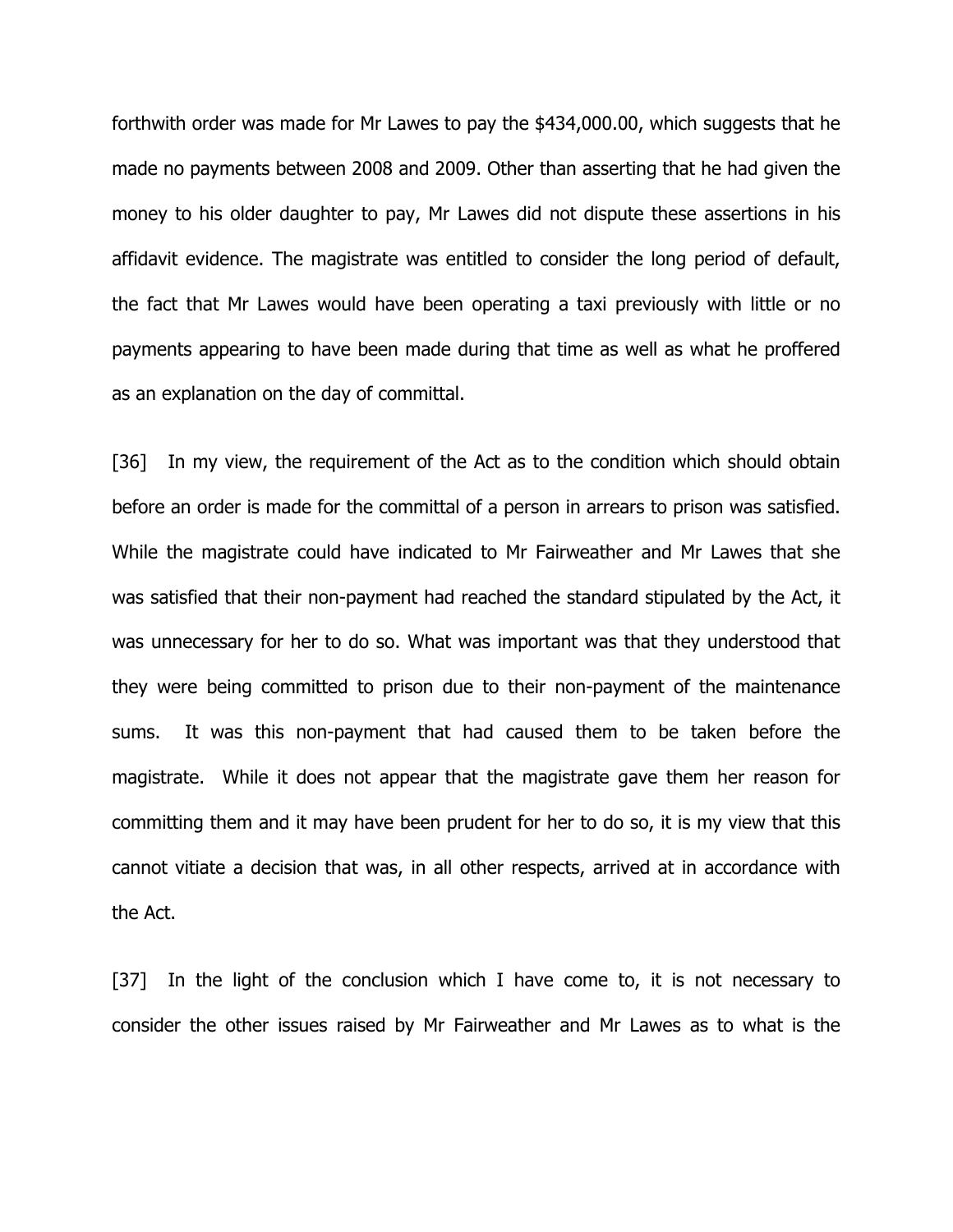forthwith order was made for Mr Lawes to pay the $434,000.00, which suggests that he made no payments between 2008 and 2009. Other than asserting that he had given the money to his older daughter to pay, Mr Lawes did not dispute these assertions in his affidavit evidence. The magistrate was entitled to consider the long period of default, the fact that Mr Lawes would have been operating a taxi previously with little or no payments appearing to have been made during that time as well as what he proffered as an explanation on the day of committal.

[36] In my view, the requirement of the Act as to the condition which should obtain before an order is made for the committal of a person in arrears to prison was satisfied. While the magistrate could have indicated to Mr Fairweather and Mr Lawes that she was satisfied that their non-payment had reached the standard stipulated by the Act, it was unnecessary for her to do so. What was important was that they understood that they were being committed to prison due to their non-payment of the maintenance sums. It was this non-payment that had caused them to be taken before the magistrate. While it does not appear that the magistrate gave them her reason for committing them and it may have been prudent for her to do so, it is my view that this cannot vitiate a decision that was, in all other respects, arrived at in accordance with the Act.

[37] In the light of the conclusion which I have come to, it is not necessary to consider the other issues raised by Mr Fairweather and Mr Lawes as to what is the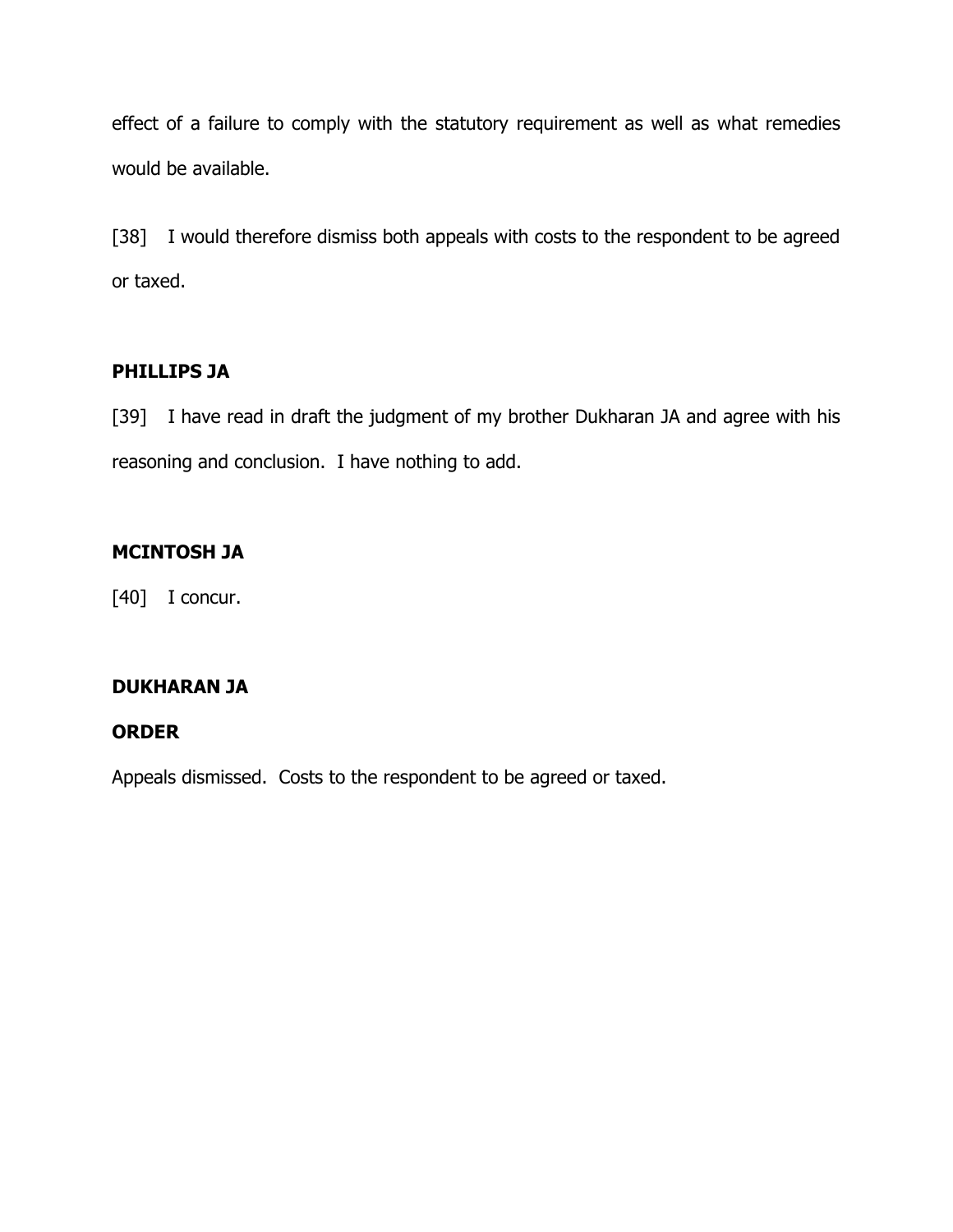effect of a failure to comply with the statutory requirement as well as what remedies would be available.

[38] I would therefore dismiss both appeals with costs to the respondent to be agreed or taxed.

**PHILLIPS JA**

[39] I have read in draft the judgment of my brother Dukharan JA and agree with his reasoning and conclusion. I have nothing to add.

**MCINTOSH JA**

[40] I concur.

**DUKHARAN JA**

**ORDER**

Appeals dismissed. Costs to the respondent to be agreed or taxed.